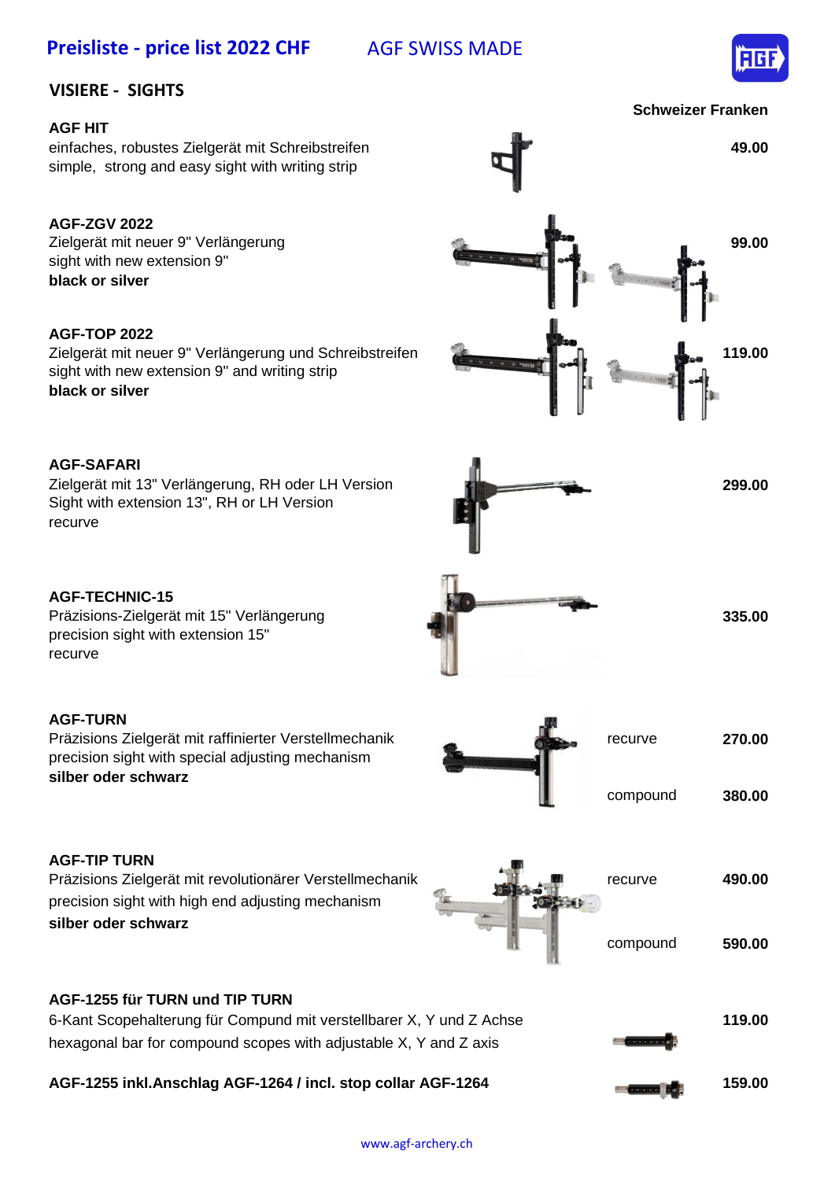# Preisliste - price list 2022 CHF

AGF SWISS MADE

## VISIERE - SIGHTS

**Schweizer Franken**

**AGF HIT**
einfaches, robustes Zielgerät mit Schreibstreifen
simple, strong and easy sight with writing strip — **49.00**

**AGF-ZGV 2022**
Zielgerät mit neuer 9" Verlängerung
sight with new extension 9"
**black or silver** — **99.00**

**AGF-TOP 2022**
Zielgerät mit neuer 9" Verlängerung und Schreibstreifen
sight with new extension 9" and writing strip
**black or silver** — **119.00**

**AGF-SAFARI**
Zielgerät mit 13" Verlängerung, RH oder LH Version
Sight with extension 13", RH or LH Version
recurve — **299.00**

**AGF-TECHNIC-15**
Präzisions-Zielgerät mit 15" Verlängerung
precision sight with extension 15"
recurve — **335.00**

**AGF-TURN**
Präzisions Zielgerät mit raffinierter Verstellmechanik
precision sight with special adjusting mechanism
**silber oder schwarz**

| | |
|---|---|
| recurve | **270.00** |
| compound | **380.00** |

**AGF-TIP TURN**
Präzisions Zielgerät mit revolutionärer Verstellmechanik
precision sight with high end adjusting mechanism
**silber oder schwarz**

| | |
|---|---|
| recurve | **490.00** |
| compound | **590.00** |

**AGF-1255 für TURN und TIP TURN**
6-Kant Scopehalterung für Compund mit verstellbarer X, Y und Z Achse
hexagonal bar for compound scopes with adjustable X, Y and Z axis — **119.00**

**AGF-1255 inkl.Anschlag AGF-1264 / incl. stop collar AGF-1264** — **159.00**

www.agf-archery.ch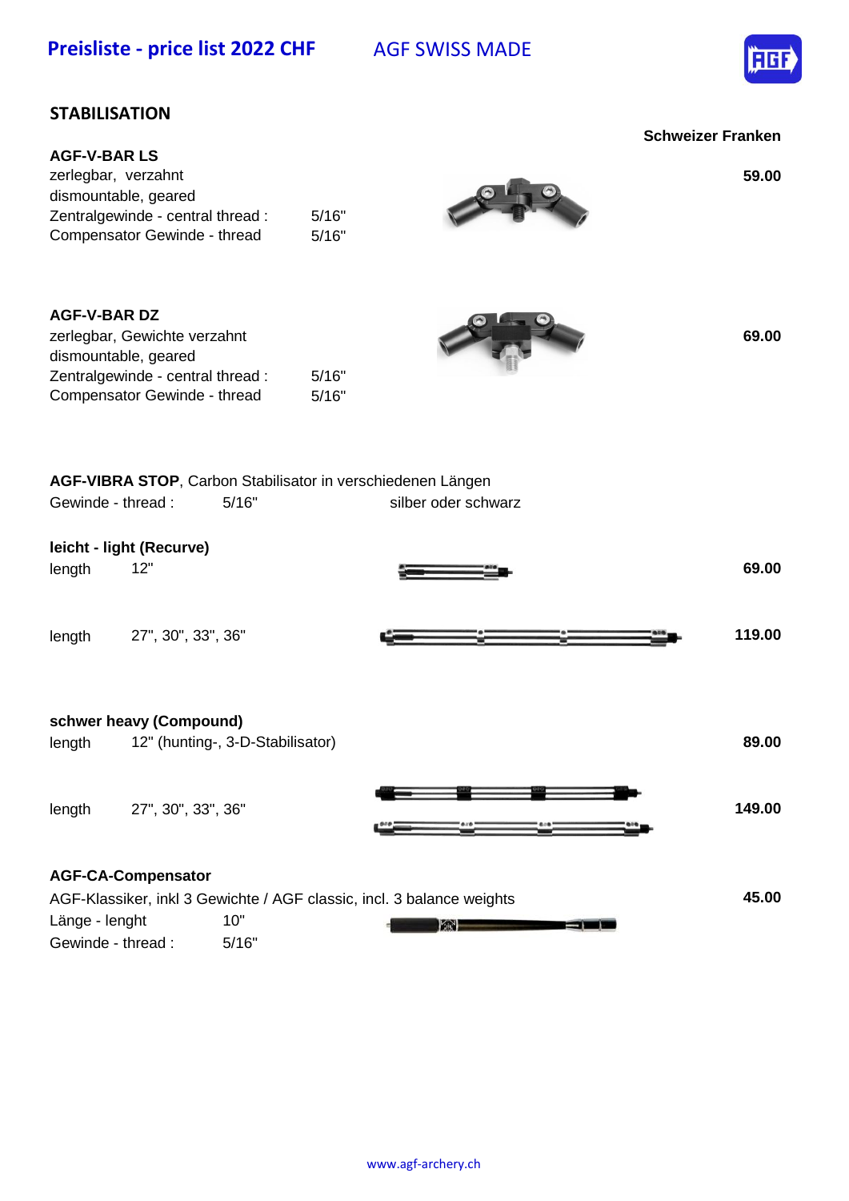**Preisliste - price list 2022 CHF** AGF SWISS MADE

## STABILISATION

**Schweizer Franken**

**AGF-V-BAR LS** — **59.00**

zerlegbar, verzahnt
dismountable, geared

| | |
|---|---|
| Zentralgewinde - central thread : | 5/16" |
| Compensator Gewinde - thread | 5/16" |

**AGF-V-BAR DZ** — **69.00**

zerlegbar, Gewichte verzahnt
dismountable, geared

| | |
|---|---|
| Zentralgewinde - central thread : | 5/16" |
| Compensator Gewinde - thread | 5/16" |

**AGF-VIBRA STOP**, Carbon Stabilisator in verschiedenen Längen

Gewinde - thread : 5/16" silber oder schwarz

**leicht - light (Recurve)**

| | | |
|---|---|---|
| length | 12" | **69.00** |
| length | 27", 30", 33", 36" | **119.00** |

**schwer heavy (Compound)**

| | | |
|---|---|---|
| length | 12" (hunting-, 3-D-Stabilisator) | **89.00** |
| length | 27", 30", 33", 36" | **149.00** |

**AGF-CA-Compensator**

AGF-Klassiker, inkl 3 Gewichte / AGF classic, incl. 3 balance weights — **45.00**

| | |
|---|---|
| Länge - lenght | 10" |
| Gewinde - thread : | 5/16" |

www.agf-archery.ch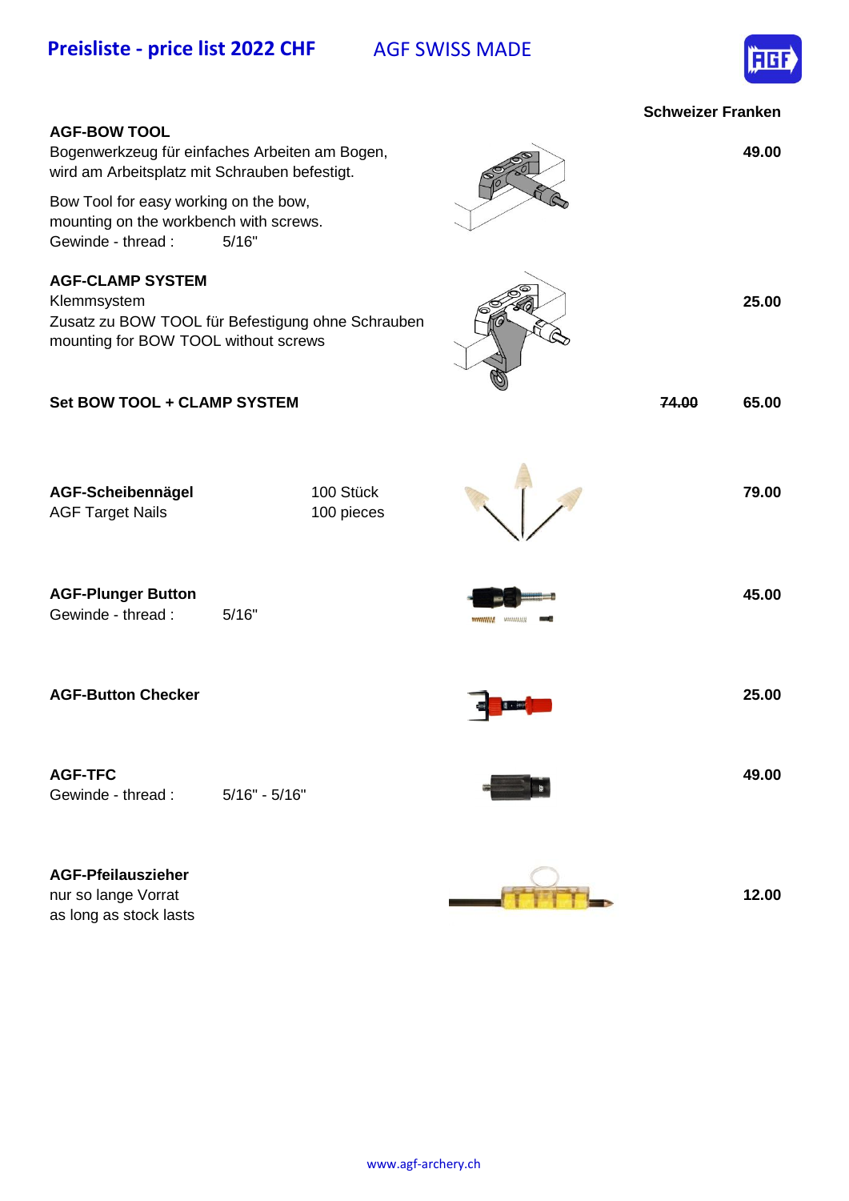**Preisliste - price list 2022 CHF** AGF SWISS MADE

| | | Schweizer Franken |
|---|---|---|
| **AGF-BOW TOOL**<br>Bogenwerkzeug für einfaches Arbeiten am Bogen, wird am Arbeitsplatz mit Schrauben befestigt.<br>Bow Tool for easy working on the bow, mounting on the workbench with screws.<br>Gewinde - thread : 5/16" | | **49.00** |
| **AGF-CLAMP SYSTEM**<br>Klemmsystem<br>Zusatz zu BOW TOOL für Befestigung ohne Schrauben<br>mounting for BOW TOOL without screws | | **25.00** |
| **Set BOW TOOL + CLAMP SYSTEM** | ~~74.00~~ | **65.00** |
| **AGF-Scheibennägel** 100 Stück<br>AGF Target Nails 100 pieces | | **79.00** |
| **AGF-Plunger Button**<br>Gewinde - thread : 5/16" | | **45.00** |
| **AGF-Button Checker** | | **25.00** |
| **AGF-TFC**<br>Gewinde - thread : 5/16" - 5/16" | | **49.00** |
| **AGF-Pfeilauszieher**<br>nur so lange Vorrat<br>as long as stock lasts | | **12.00** |

www.agf-archery.ch